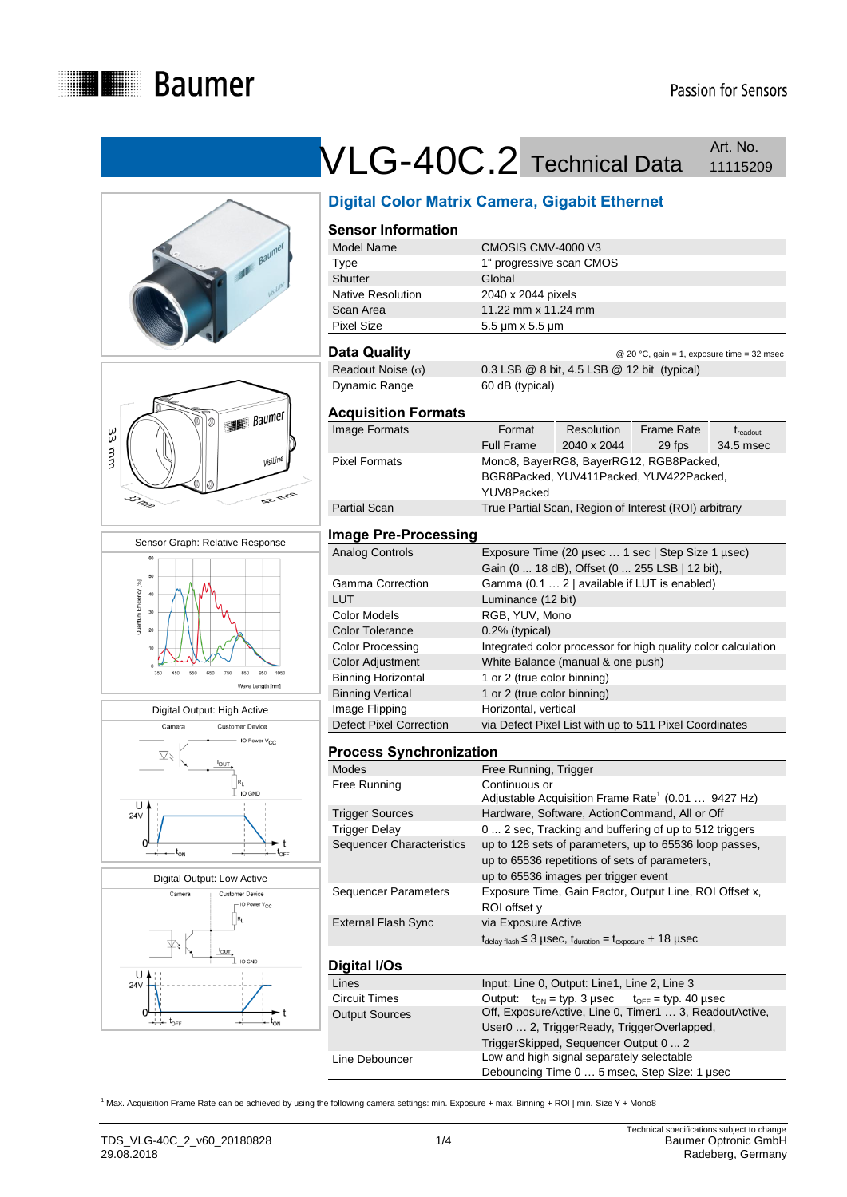# VLG-40C.2 Technical Data

Art. No. 11115209

## Digital Color Matrix Camera, Gigabit Ethernet

### Sensor Information

| | |
|---|---|
| Model Name | CMOSIS CMV-4000 V3 |
| Type | 1" progressive scan CMOS |
| Shutter | Global |
| Native Resolution | 2040 x 2044 pixels |
| Scan Area | 11.22 mm x 11.24 mm |
| Pixel Size | 5.5 µm x 5.5 µm |

### Data Quality

@ 20 °C, gain = 1, exposure time = 32 msec

| | |
|---|---|
| Readout Noise (σ) | 0.3 LSB @ 8 bit, 4.5 LSB @ 12 bit (typical) |
| Dynamic Range | 60 dB (typical) |

### Acquisition Formats

| | Format | Resolution | Frame Rate | $t_{readout}$ |
|---|---|---|---|---|
| Image Formats | Full Frame | 2040 x 2044 | 29 fps | 34.5 msec |
| Pixel Formats | Mono8, BayerRG8, BayerRG12, RGB8Packed, BGR8Packed, YUV411Packed, YUV422Packed, YUV8Packed | | | |
| Partial Scan | True Partial Scan, Region of Interest (ROI) arbitrary | | | |

### Image Pre-Processing

| | |
|---|---|
| Analog Controls | Exposure Time (20 µsec … 1 sec \| Step Size 1 µsec) Gain (0 ... 18 dB), Offset (0 ... 255 LSB \| 12 bit), |
| Gamma Correction | Gamma (0.1 … 2 \| available if LUT is enabled) |
| LUT | Luminance (12 bit) |
| Color Models | RGB, YUV, Mono |
| Color Tolerance | 0.2% (typical) |
| Color Processing | Integrated color processor for high quality color calculation |
| Color Adjustment | White Balance (manual & one push) |
| Binning Horizontal | 1 or 2 (true color binning) |
| Binning Vertical | 1 or 2 (true color binning) |
| Image Flipping | Horizontal, vertical |
| Defect Pixel Correction | via Defect Pixel List with up to 511 Pixel Coordinates |

### Process Synchronization

| | |
|---|---|
| Modes | Free Running, Trigger |
| Free Running | Continuous or Adjustable Acquisition Frame Rate[1] (0.01 … 9427 Hz) |
| Trigger Sources | Hardware, Software, ActionCommand, All or Off |
| Trigger Delay | 0 ... 2 sec, Tracking and buffering of up to 512 triggers |
| Sequencer Characteristics | up to 128 sets of parameters, up to 65536 loop passes, up to 65536 repetitions of sets of parameters, up to 65536 images per trigger event |
| Sequencer Parameters | Exposure Time, Gain Factor, Output Line, ROI Offset x, ROI offset y |
| External Flash Sync | via Exposure Active $t_{delay\ flash} \leq 3$ µsec, $t_{duration} = t_{exposure} + 18$ µsec |

### Digital I/Os

| | |
|---|---|
| Lines | Input: Line 0, Output: Line1, Line 2, Line 3 |
| Circuit Times | Output: $t_{ON}$ = typ. 3 µsec $t_{OFF}$ = typ. 40 µsec |
| Output Sources | Off, ExposureActive, Line 0, Timer1 … 3, ReadoutActive, User0 … 2, TriggerReady, TriggerOverlapped, TriggerSkipped, Sequencer Output 0 ... 2 |
| Line Debouncer | Low and high signal separately selectable Debouncing Time 0 … 5 msec, Step Size: 1 µsec |

Sensor Graph: Relative Response

Digital Output: High Active

Digital Output: Low Active

[1] Max. Acquisition Frame Rate can be achieved by using the following camera settings: min. Exposure + max. Binning + ROI | min. Size Y + Mono8

TDS_VLG-40C_2_v60_20180828
29.08.2018

Technical specifications subject to change
Baumer Optronic GmbH
Radeberg, Germany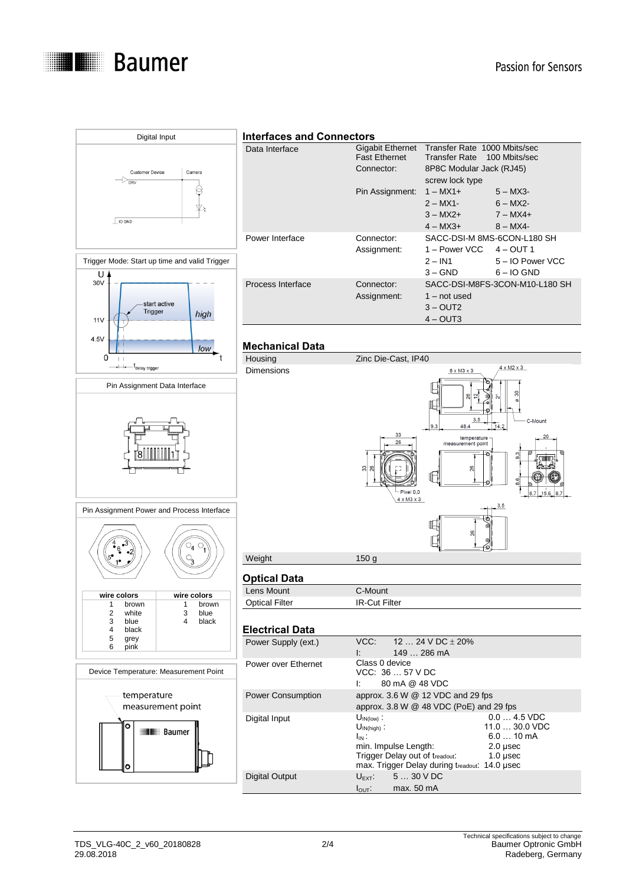## Interfaces and Connectors

| | | | |
|---|---|---|---|
| Data Interface | Gigabit Ethernet | Transfer Rate 1000 Mbits/sec | |
| | Fast Ethernet | Transfer Rate 100 Mbits/sec | |
| | Connector: | 8P8C Modular Jack (RJ45) screw lock type | |
| | Pin Assignment: | 1 – MX1+ | 5 – MX3- |
| | | 2 – MX1- | 6 – MX2- |
| | | 3 – MX2+ | 7 – MX4+ |
| | | 4 – MX3+ | 8 – MX4- |
| Power Interface | Connector: | SACC-DSI-M 8MS-6CON-L180 SH | |
| | Assignment: | 1 – Power VCC | 4 – OUT 1 |
| | | 2 – IN1 | 5 – IO Power VCC |
| | | 3 – GND | 6 – IO GND |
| Process Interface | Connector: | SACC-DSI-M8FS-3CON-M10-L180 SH | |
| | Assignment: | 1 – not used | |
| | | 3 – OUT2 | |
| | | 4 – OUT3 | |

## Mechanical Data

| | |
|---|---|
| Housing | Zinc Die-Cast, IP40 |
| Dimensions | |
| Weight | 150 g |

## Optical Data

| | |
|---|---|
| Lens Mount | C-Mount |
| Optical Filter | IR-Cut Filter |

## Electrical Data

| | | |
|---|---|---|
| Power Supply (ext.) | VCC: 12 … 24 V DC ± 20% | |
| | I: 149 … 286 mA | |
| Power over Ethernet | Class 0 device | |
| | VCC: 36 … 57 V DC | |
| | I: 80 mA @ 48 VDC | |
| Power Consumption | approx. 3.6 W @ 12 VDC and 29 fps | |
| | approx. 3.8 W @ 48 VDC (PoE) and 29 fps | |
| Digital Input | $U_{IN(low)}$: | 0.0 … 4.5 VDC |
| | $U_{IN(high)}$: | 11.0 … 30.0 VDC |
| | $I_{IN}$: | 6.0 … 10 mA |
| | min. Impulse Length: | 2.0 µsec |
| | Trigger Delay out of $t_{readout}$: | 1.0 µsec |
| | max. Trigger Delay during $t_{readout}$: | 14.0 µsec |
| Digital Output | $U_{EXT}$: 5 … 30 V DC | |
| | $I_{OUT}$: max. 50 mA | |

### Digital Input

Customer Device | Camera
DRV
IO GND

### Trigger Mode: Start up time and valid Trigger

U: 30V, 11V, 4.5V, 0 — start active Trigger — high — low — $t_{delay\ trigger}$ — t

### Pin Assignment Data Interface

### Pin Assignment Power and Process Interface

| wire colors | | wire colors | |
|---|---|---|---|
| 1 | brown | 1 | brown |
| 2 | white | 3 | blue |
| 3 | blue | 4 | black |
| 4 | black | | |
| 5 | grey | | |
| 6 | pink | | |

### Device Temperature: Measurement Point

temperature measurement point

TDS_VLG-40C_2_v60_20180828
29.08.2018

Technical specifications subject to change
Baumer Optronic GmbH
Radeberg, Germany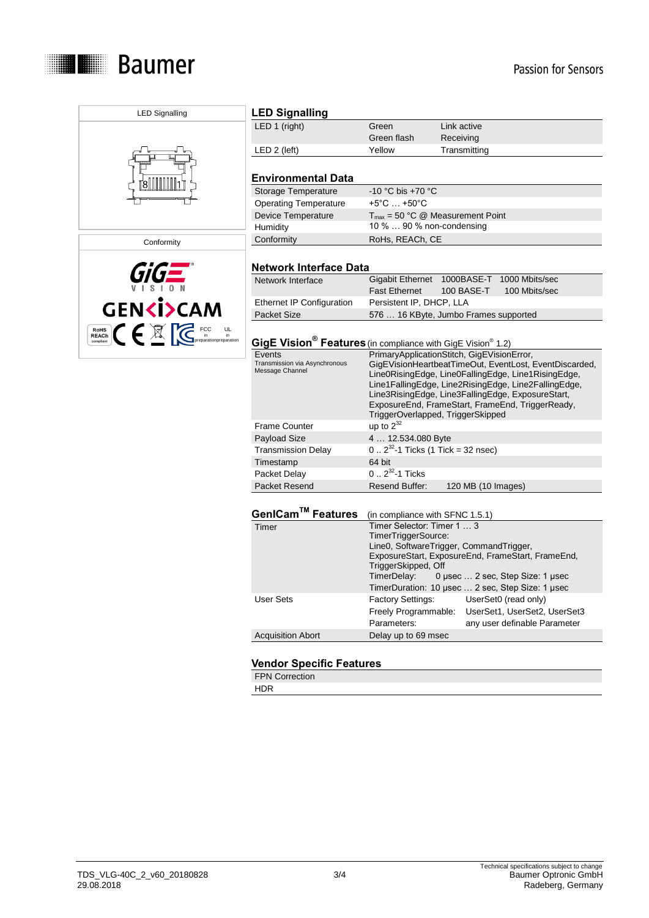LED Signalling

Conformity

## LED Signalling

| | | |
|---|---|---|
| LED 1 (right) | Green<br>Green flash | Link active<br>Receiving |
| LED 2 (left) | Yellow | Transmitting |

## Environmental Data

| | |
|---|---|
| Storage Temperature | -10 °C bis +70 °C |
| Operating Temperature | +5°C … +50°C |
| Device Temperature | $T_{max}$ = 50 °C @ Measurement Point |
| Humidity | 10 % … 90 % non-condensing |
| Conformity | RoHS, REACh, CE |

## Network Interface Data

| | | | |
|---|---|---|---|
| Network Interface | Gigabit Ethernet | 1000BASE-T | 1000 Mbits/sec |
| | Fast Ethernet | 100 BASE-T | 100 Mbits/sec |
| Ethernet IP Configuration | Persistent IP, DHCP, LLA | | |
| Packet Size | 576 … 16 KByte, Jumbo Frames supported | | |

## GigE Vision® Features (in compliance with GigE Vision® 1.2)

| | |
|---|---|
| Events<br>Transmission via Asynchronous Message Channel | PrimaryApplicationStitch, GigEVisionError, GigEVisionHeartbeatTimeOut, EventLost, EventDiscarded, Line0RisingEdge, Line0FallingEdge, Line1RisingEdge, Line1FallingEdge, Line2RisingEdge, Line2FallingEdge, Line3RisingEdge, Line3FallingEdge, ExposureStart, ExposureEnd, FrameStart, FrameEnd, TriggerReady, TriggerOverlapped, TriggerSkipped |
| Frame Counter | up to $2^{32}$ |
| Payload Size | 4 … 12.534.080 Byte |
| Transmission Delay | 0 .. $2^{32}$-1 Ticks (1 Tick = 32 nsec) |
| Timestamp | 64 bit |
| Packet Delay | 0 .. $2^{32}$-1 Ticks |
| Packet Resend | Resend Buffer: 120 MB (10 Images) |

## GenICam™ Features (in compliance with SFNC 1.5.1)

| | | |
|---|---|---|
| Timer | Timer Selector: Timer 1 … 3<br>TimerTriggerSource:<br>Line0, SoftwareTrigger, CommandTrigger, ExposureStart, ExposureEnd, FrameStart, FrameEnd, TriggerSkipped, Off<br>TimerDelay: 0 µsec … 2 sec, Step Size: 1 µsec<br>TimerDuration: 10 µsec … 2 sec, Step Size: 1 µsec | |
| User Sets | Factory Settings: | UserSet0 (read only) |
| | Freely Programmable: | UserSet1, UserSet2, UserSet3 |
| | Parameters: | any user definable Parameter |
| Acquisition Abort | Delay up to 69 msec | |

## Vendor Specific Features

FPN Correction

HDR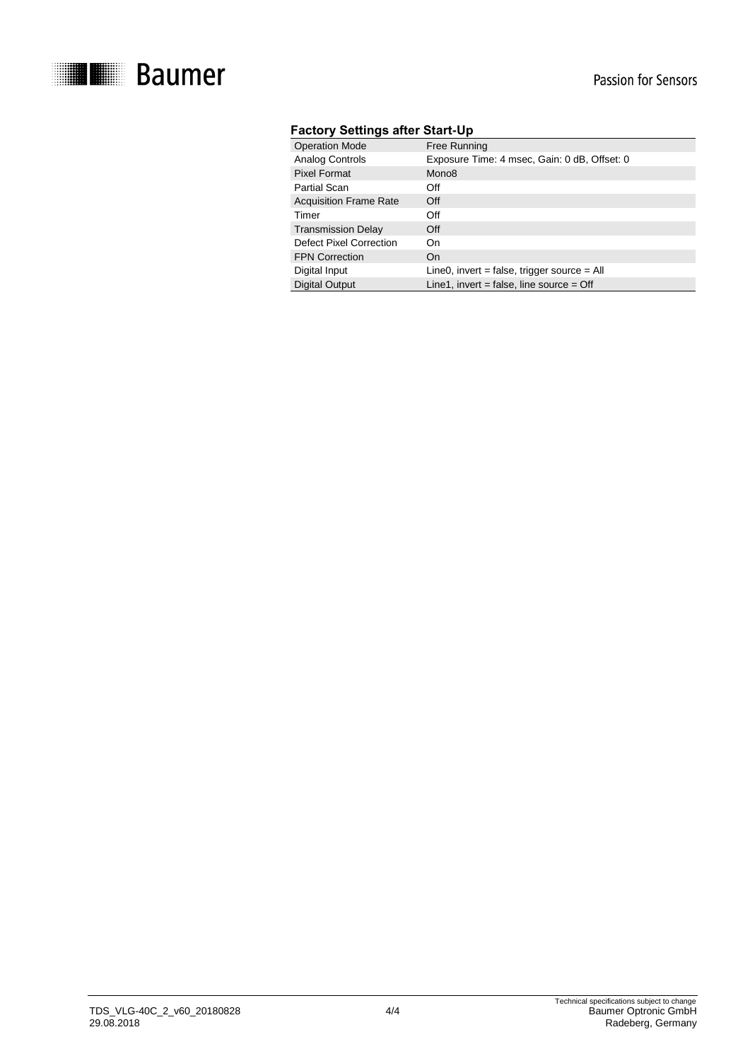### Factory Settings after Start-Up

| | |
|---|---|
| Operation Mode | Free Running |
| Analog Controls | Exposure Time: 4 msec, Gain: 0 dB, Offset: 0 |
| Pixel Format | Mono8 |
| Partial Scan | Off |
| Acquisition Frame Rate | Off |
| Timer | Off |
| Transmission Delay | Off |
| Defect Pixel Correction | On |
| FPN Correction | On |
| Digital Input | Line0, invert = false, trigger source = All |
| Digital Output | Line1, invert = false, line source = Off |

TDS_VLG-40C_2_v60_20180828
29.08.2018

Technical specifications subject to change
Baumer Optronic GmbH
Radeberg, Germany